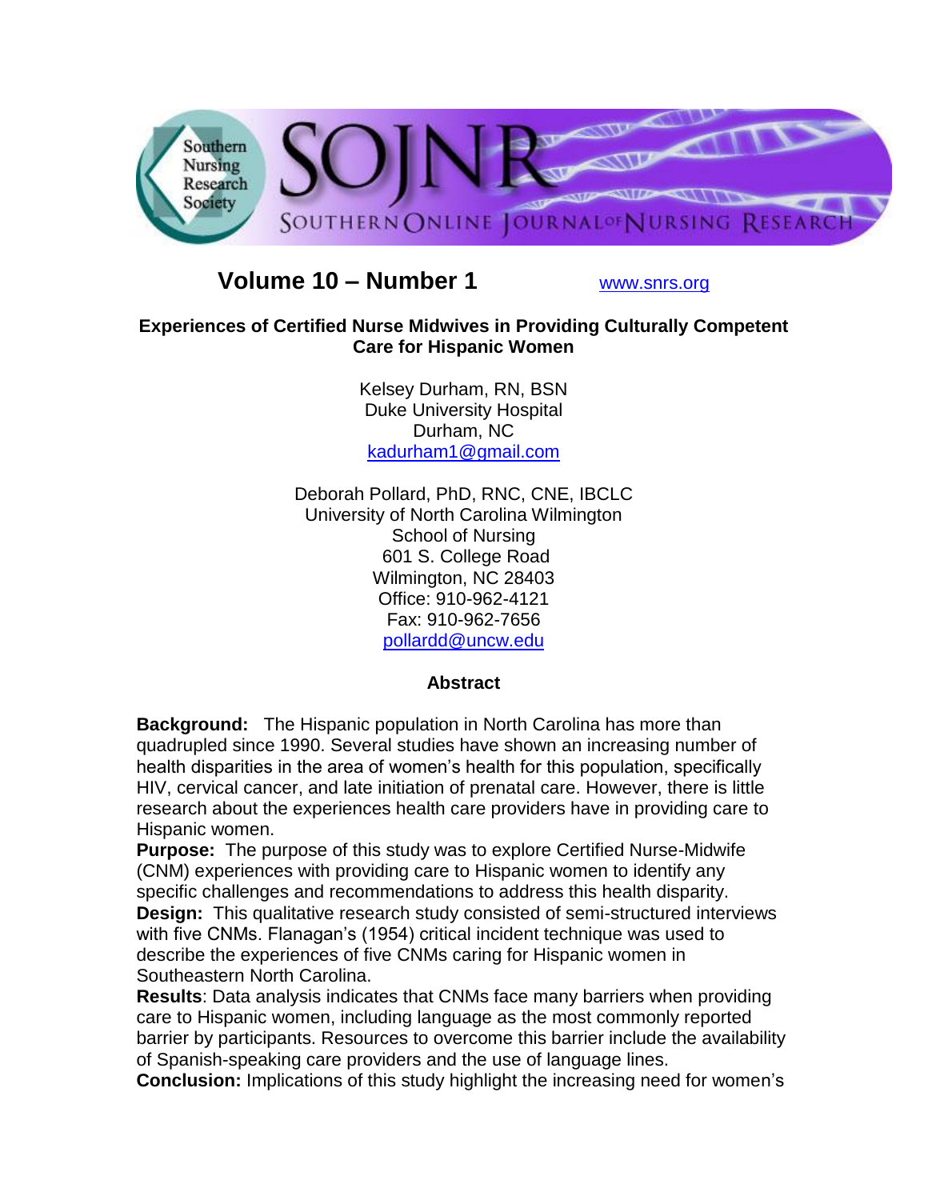Volume 10 – Number 1 www.snrs.org

# Experiences of Certified Nurse Midwives in Providing Culturally Competent Care for Hispanic Women

Kelsey Durham, RN, BSN
Duke University Hospital
Durham, NC
kadurham1@gmail.com

Deborah Pollard, PhD, RNC, CNE, IBCLC
University of North Carolina Wilmington
School of Nursing
601 S. College Road
Wilmington, NC 28403
Office: 910-962-4121
Fax: 910-962-7656
pollardd@uncw.edu

## Abstract

**Background:** The Hispanic population in North Carolina has more than quadrupled since 1990. Several studies have shown an increasing number of health disparities in the area of women's health for this population, specifically HIV, cervical cancer, and late initiation of prenatal care. However, there is little research about the experiences health care providers have in providing care to Hispanic women.

**Purpose:** The purpose of this study was to explore Certified Nurse-Midwife (CNM) experiences with providing care to Hispanic women to identify any specific challenges and recommendations to address this health disparity.

**Design:** This qualitative research study consisted of semi-structured interviews with five CNMs. Flanagan's (1954) critical incident technique was used to describe the experiences of five CNMs caring for Hispanic women in Southeastern North Carolina.

**Results**: Data analysis indicates that CNMs face many barriers when providing care to Hispanic women, including language as the most commonly reported barrier by participants. Resources to overcome this barrier include the availability of Spanish-speaking care providers and the use of language lines.

**Conclusion:** Implications of this study highlight the increasing need for women's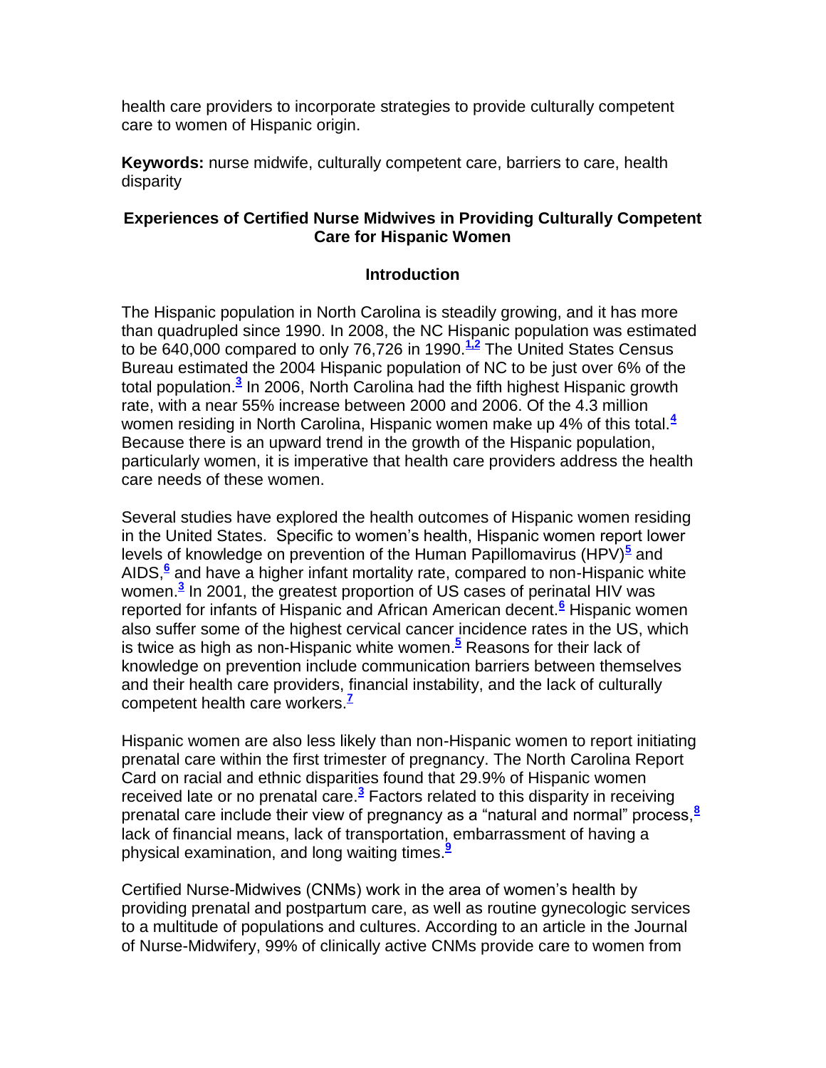health care providers to incorporate strategies to provide culturally competent care to women of Hispanic origin.

**Keywords:** nurse midwife, culturally competent care, barriers to care, health disparity

## Experiences of Certified Nurse Midwives in Providing Culturally Competent Care for Hispanic Women

### Introduction

The Hispanic population in North Carolina is steadily growing, and it has more than quadrupled since 1990. In 2008, the NC Hispanic population was estimated to be 640,000 compared to only 76,726 in 1990.[1,2] The United States Census Bureau estimated the 2004 Hispanic population of NC to be just over 6% of the total population.[3] In 2006, North Carolina had the fifth highest Hispanic growth rate, with a near 55% increase between 2000 and 2006. Of the 4.3 million women residing in North Carolina, Hispanic women make up 4% of this total.[4] Because there is an upward trend in the growth of the Hispanic population, particularly women, it is imperative that health care providers address the health care needs of these women.

Several studies have explored the health outcomes of Hispanic women residing in the United States. Specific to women's health, Hispanic women report lower levels of knowledge on prevention of the Human Papillomavirus (HPV)[5] and AIDS,[6] and have a higher infant mortality rate, compared to non-Hispanic white women.[3] In 2001, the greatest proportion of US cases of perinatal HIV was reported for infants of Hispanic and African American decent.[6] Hispanic women also suffer some of the highest cervical cancer incidence rates in the US, which is twice as high as non-Hispanic white women.[5] Reasons for their lack of knowledge on prevention include communication barriers between themselves and their health care providers, financial instability, and the lack of culturally competent health care workers.[7]

Hispanic women are also less likely than non-Hispanic women to report initiating prenatal care within the first trimester of pregnancy. The North Carolina Report Card on racial and ethnic disparities found that 29.9% of Hispanic women received late or no prenatal care.[3] Factors related to this disparity in receiving prenatal care include their view of pregnancy as a "natural and normal" process,[8] lack of financial means, lack of transportation, embarrassment of having a physical examination, and long waiting times.[9]

Certified Nurse-Midwives (CNMs) work in the area of women's health by providing prenatal and postpartum care, as well as routine gynecologic services to a multitude of populations and cultures. According to an article in the Journal of Nurse-Midwifery, 99% of clinically active CNMs provide care to women from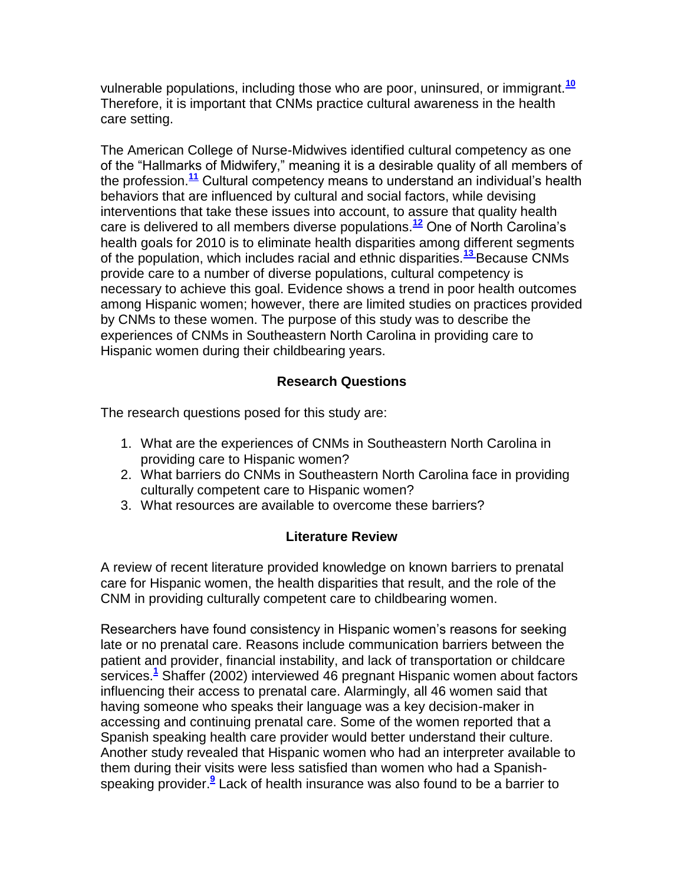vulnerable populations, including those who are poor, uninsured, or immigrant.[10] Therefore, it is important that CNMs practice cultural awareness in the health care setting.

The American College of Nurse-Midwives identified cultural competency as one of the "Hallmarks of Midwifery," meaning it is a desirable quality of all members of the profession.[11] Cultural competency means to understand an individual's health behaviors that are influenced by cultural and social factors, while devising interventions that take these issues into account, to assure that quality health care is delivered to all members diverse populations.[12] One of North Carolina's health goals for 2010 is to eliminate health disparities among different segments of the population, which includes racial and ethnic disparities.[13] Because CNMs provide care to a number of diverse populations, cultural competency is necessary to achieve this goal. Evidence shows a trend in poor health outcomes among Hispanic women; however, there are limited studies on practices provided by CNMs to these women. The purpose of this study was to describe the experiences of CNMs in Southeastern North Carolina in providing care to Hispanic women during their childbearing years.

### Research Questions

The research questions posed for this study are:

1. What are the experiences of CNMs in Southeastern North Carolina in providing care to Hispanic women?
2. What barriers do CNMs in Southeastern North Carolina face in providing culturally competent care to Hispanic women?
3. What resources are available to overcome these barriers?

### Literature Review

A review of recent literature provided knowledge on known barriers to prenatal care for Hispanic women, the health disparities that result, and the role of the CNM in providing culturally competent care to childbearing women.

Researchers have found consistency in Hispanic women's reasons for seeking late or no prenatal care. Reasons include communication barriers between the patient and provider, financial instability, and lack of transportation or childcare services.[1] Shaffer (2002) interviewed 46 pregnant Hispanic women about factors influencing their access to prenatal care. Alarmingly, all 46 women said that having someone who speaks their language was a key decision-maker in accessing and continuing prenatal care. Some of the women reported that a Spanish speaking health care provider would better understand their culture. Another study revealed that Hispanic women who had an interpreter available to them during their visits were less satisfied than women who had a Spanish-speaking provider.[9] Lack of health insurance was also found to be a barrier to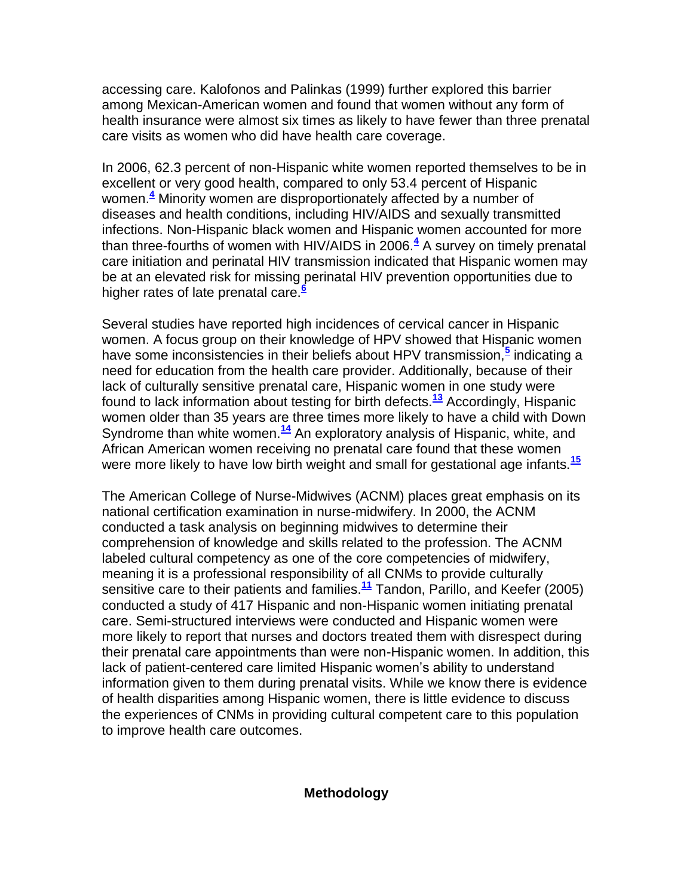accessing care. Kalofonos and Palinkas (1999) further explored this barrier among Mexican-American women and found that women without any form of health insurance were almost six times as likely to have fewer than three prenatal care visits as women who did have health care coverage.

In 2006, 62.3 percent of non-Hispanic white women reported themselves to be in excellent or very good health, compared to only 53.4 percent of Hispanic women.[4] Minority women are disproportionately affected by a number of diseases and health conditions, including HIV/AIDS and sexually transmitted infections. Non-Hispanic black women and Hispanic women accounted for more than three-fourths of women with HIV/AIDS in 2006.[4] A survey on timely prenatal care initiation and perinatal HIV transmission indicated that Hispanic women may be at an elevated risk for missing perinatal HIV prevention opportunities due to higher rates of late prenatal care.[6]

Several studies have reported high incidences of cervical cancer in Hispanic women. A focus group on their knowledge of HPV showed that Hispanic women have some inconsistencies in their beliefs about HPV transmission,[5] indicating a need for education from the health care provider. Additionally, because of their lack of culturally sensitive prenatal care, Hispanic women in one study were found to lack information about testing for birth defects.[13] Accordingly, Hispanic women older than 35 years are three times more likely to have a child with Down Syndrome than white women.[14] An exploratory analysis of Hispanic, white, and African American women receiving no prenatal care found that these women were more likely to have low birth weight and small for gestational age infants.[15]

The American College of Nurse-Midwives (ACNM) places great emphasis on its national certification examination in nurse-midwifery. In 2000, the ACNM conducted a task analysis on beginning midwives to determine their comprehension of knowledge and skills related to the profession. The ACNM labeled cultural competency as one of the core competencies of midwifery, meaning it is a professional responsibility of all CNMs to provide culturally sensitive care to their patients and families.[11] Tandon, Parillo, and Keefer (2005) conducted a study of 417 Hispanic and non-Hispanic women initiating prenatal care. Semi-structured interviews were conducted and Hispanic women were more likely to report that nurses and doctors treated them with disrespect during their prenatal care appointments than were non-Hispanic women. In addition, this lack of patient-centered care limited Hispanic women's ability to understand information given to them during prenatal visits. While we know there is evidence of health disparities among Hispanic women, there is little evidence to discuss the experiences of CNMs in providing cultural competent care to this population to improve health care outcomes.

## Methodology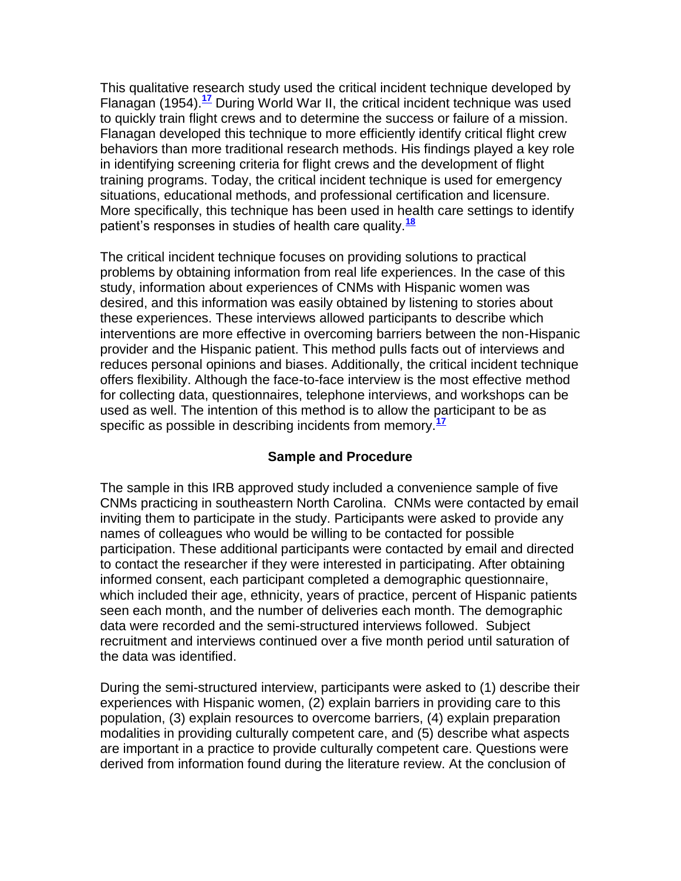This qualitative research study used the critical incident technique developed by Flanagan (1954).[17] During World War II, the critical incident technique was used to quickly train flight crews and to determine the success or failure of a mission. Flanagan developed this technique to more efficiently identify critical flight crew behaviors than more traditional research methods. His findings played a key role in identifying screening criteria for flight crews and the development of flight training programs. Today, the critical incident technique is used for emergency situations, educational methods, and professional certification and licensure. More specifically, this technique has been used in health care settings to identify patient's responses in studies of health care quality.[18]

The critical incident technique focuses on providing solutions to practical problems by obtaining information from real life experiences. In the case of this study, information about experiences of CNMs with Hispanic women was desired, and this information was easily obtained by listening to stories about these experiences. These interviews allowed participants to describe which interventions are more effective in overcoming barriers between the non-Hispanic provider and the Hispanic patient. This method pulls facts out of interviews and reduces personal opinions and biases. Additionally, the critical incident technique offers flexibility. Although the face-to-face interview is the most effective method for collecting data, questionnaires, telephone interviews, and workshops can be used as well. The intention of this method is to allow the participant to be as specific as possible in describing incidents from memory.[17]

## Sample and Procedure

The sample in this IRB approved study included a convenience sample of five CNMs practicing in southeastern North Carolina. CNMs were contacted by email inviting them to participate in the study. Participants were asked to provide any names of colleagues who would be willing to be contacted for possible participation. These additional participants were contacted by email and directed to contact the researcher if they were interested in participating. After obtaining informed consent, each participant completed a demographic questionnaire, which included their age, ethnicity, years of practice, percent of Hispanic patients seen each month, and the number of deliveries each month. The demographic data were recorded and the semi-structured interviews followed. Subject recruitment and interviews continued over a five month period until saturation of the data was identified.

During the semi-structured interview, participants were asked to (1) describe their experiences with Hispanic women, (2) explain barriers in providing care to this population, (3) explain resources to overcome barriers, (4) explain preparation modalities in providing culturally competent care, and (5) describe what aspects are important in a practice to provide culturally competent care. Questions were derived from information found during the literature review. At the conclusion of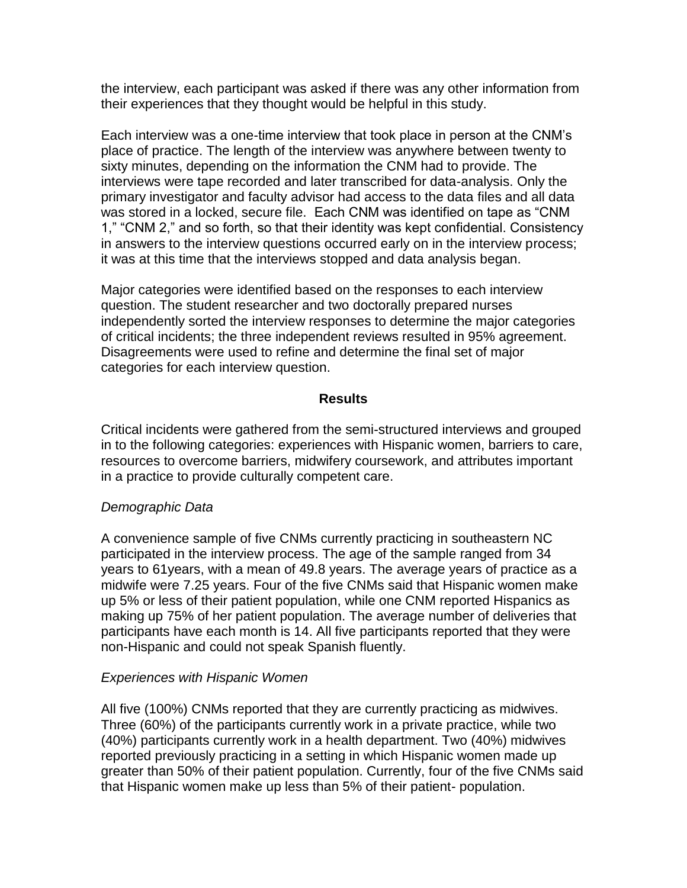the interview, each participant was asked if there was any other information from their experiences that they thought would be helpful in this study.

Each interview was a one-time interview that took place in person at the CNM's place of practice. The length of the interview was anywhere between twenty to sixty minutes, depending on the information the CNM had to provide. The interviews were tape recorded and later transcribed for data-analysis. Only the primary investigator and faculty advisor had access to the data files and all data was stored in a locked, secure file. Each CNM was identified on tape as "CNM 1," "CNM 2," and so forth, so that their identity was kept confidential. Consistency in answers to the interview questions occurred early on in the interview process; it was at this time that the interviews stopped and data analysis began.

Major categories were identified based on the responses to each interview question. The student researcher and two doctorally prepared nurses independently sorted the interview responses to determine the major categories of critical incidents; the three independent reviews resulted in 95% agreement. Disagreements were used to refine and determine the final set of major categories for each interview question.

## Results

Critical incidents were gathered from the semi-structured interviews and grouped in to the following categories: experiences with Hispanic women, barriers to care, resources to overcome barriers, midwifery coursework, and attributes important in a practice to provide culturally competent care.

### *Demographic Data*

A convenience sample of five CNMs currently practicing in southeastern NC participated in the interview process. The age of the sample ranged from 34 years to 61years, with a mean of 49.8 years. The average years of practice as a midwife were 7.25 years. Four of the five CNMs said that Hispanic women make up 5% or less of their patient population, while one CNM reported Hispanics as making up 75% of her patient population. The average number of deliveries that participants have each month is 14. All five participants reported that they were non-Hispanic and could not speak Spanish fluently.

### *Experiences with Hispanic Women*

All five (100%) CNMs reported that they are currently practicing as midwives. Three (60%) of the participants currently work in a private practice, while two (40%) participants currently work in a health department. Two (40%) midwives reported previously practicing in a setting in which Hispanic women made up greater than 50% of their patient population. Currently, four of the five CNMs said that Hispanic women make up less than 5% of their patient- population.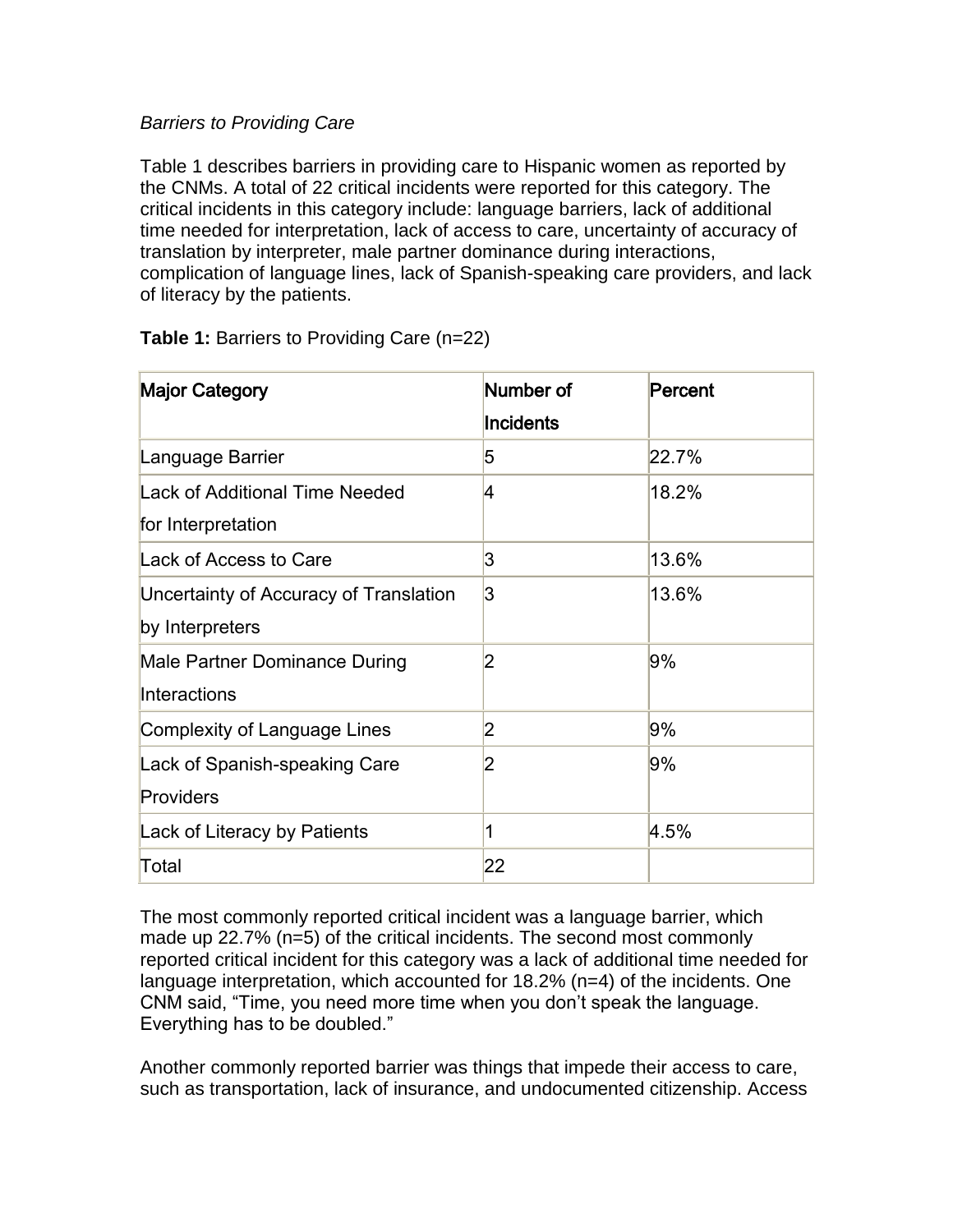*Barriers to Providing Care*

Table 1 describes barriers in providing care to Hispanic women as reported by the CNMs. A total of 22 critical incidents were reported for this category. The critical incidents in this category include: language barriers, lack of additional time needed for interpretation, lack of access to care, uncertainty of accuracy of translation by interpreter, male partner dominance during interactions, complication of language lines, lack of Spanish-speaking care providers, and lack of literacy by the patients.

**Table 1:** Barriers to Providing Care (n=22)

| Major Category | Number of Incidents | Percent |
| --- | --- | --- |
| Language Barrier | 5 | 22.7% |
| Lack of Additional Time Needed for Interpretation | 4 | 18.2% |
| Lack of Access to Care | 3 | 13.6% |
| Uncertainty of Accuracy of Translation by Interpreters | 3 | 13.6% |
| Male Partner Dominance During Interactions | 2 | 9% |
| Complexity of Language Lines | 2 | 9% |
| Lack of Spanish-speaking Care Providers | 2 | 9% |
| Lack of Literacy by Patients | 1 | 4.5% |
| Total | 22 | |

The most commonly reported critical incident was a language barrier, which made up 22.7% (n=5) of the critical incidents. The second most commonly reported critical incident for this category was a lack of additional time needed for language interpretation, which accounted for 18.2% (n=4) of the incidents. One CNM said, "Time, you need more time when you don't speak the language. Everything has to be doubled."

Another commonly reported barrier was things that impede their access to care, such as transportation, lack of insurance, and undocumented citizenship. Access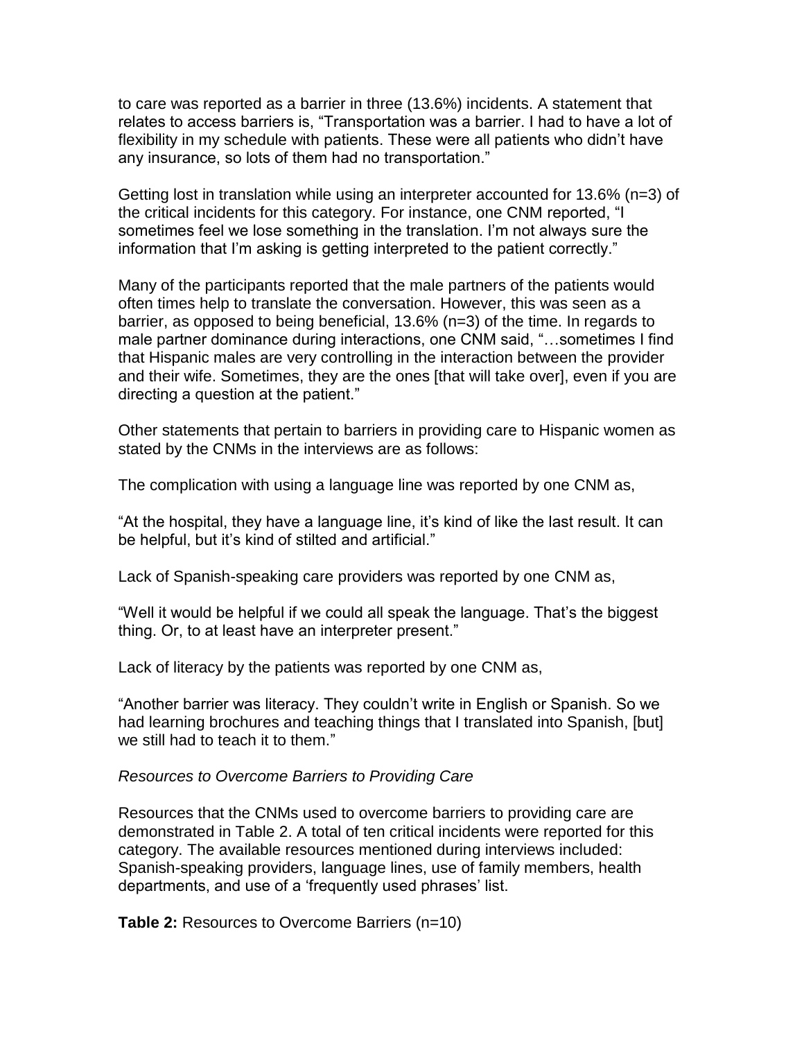to care was reported as a barrier in three (13.6%) incidents. A statement that relates to access barriers is, “Transportation was a barrier. I had to have a lot of flexibility in my schedule with patients. These were all patients who didn’t have any insurance, so lots of them had no transportation.”

Getting lost in translation while using an interpreter accounted for 13.6% (n=3) of the critical incidents for this category. For instance, one CNM reported, “I sometimes feel we lose something in the translation. I’m not always sure the information that I’m asking is getting interpreted to the patient correctly.”

Many of the participants reported that the male partners of the patients would often times help to translate the conversation. However, this was seen as a barrier, as opposed to being beneficial, 13.6% (n=3) of the time. In regards to male partner dominance during interactions, one CNM said, “…sometimes I find that Hispanic males are very controlling in the interaction between the provider and their wife. Sometimes, they are the ones [that will take over], even if you are directing a question at the patient.”

Other statements that pertain to barriers in providing care to Hispanic women as stated by the CNMs in the interviews are as follows:

The complication with using a language line was reported by one CNM as,

“At the hospital, they have a language line, it’s kind of like the last result. It can be helpful, but it’s kind of stilted and artificial.”

Lack of Spanish-speaking care providers was reported by one CNM as,

“Well it would be helpful if we could all speak the language. That’s the biggest thing. Or, to at least have an interpreter present.”

Lack of literacy by the patients was reported by one CNM as,

“Another barrier was literacy. They couldn’t write in English or Spanish. So we had learning brochures and teaching things that I translated into Spanish, [but] we still had to teach it to them.”

*Resources to Overcome Barriers to Providing Care*

Resources that the CNMs used to overcome barriers to providing care are demonstrated in Table 2. A total of ten critical incidents were reported for this category. The available resources mentioned during interviews included: Spanish-speaking providers, language lines, use of family members, health departments, and use of a ‘frequently used phrases’ list.

**Table 2:** Resources to Overcome Barriers (n=10)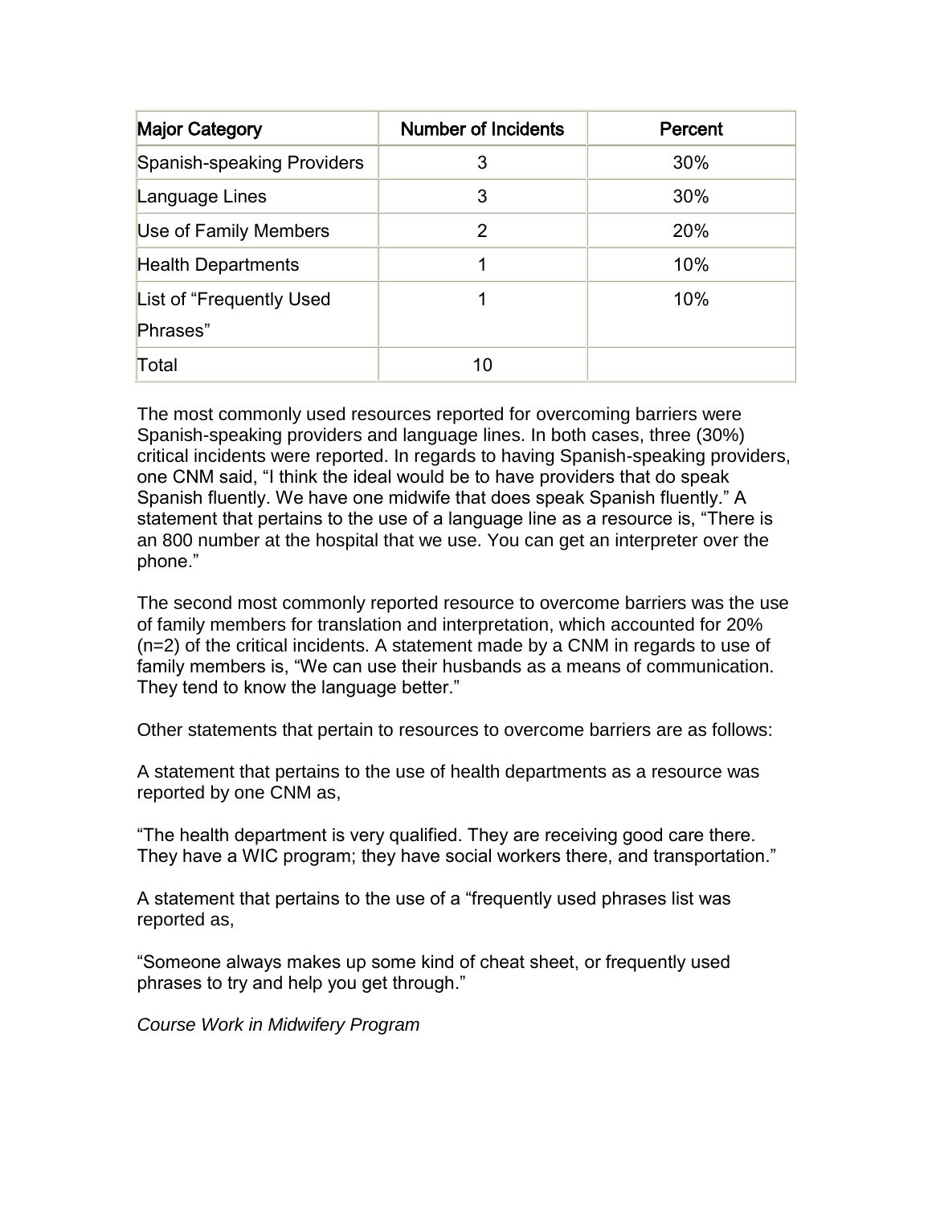| Major Category | Number of Incidents | Percent |
| --- | --- | --- |
| Spanish-speaking Providers | 3 | 30% |
| Language Lines | 3 | 30% |
| Use of Family Members | 2 | 20% |
| Health Departments | 1 | 10% |
| List of "Frequently Used Phrases" | 1 | 10% |
| Total | 10 | |

The most commonly used resources reported for overcoming barriers were Spanish-speaking providers and language lines. In both cases, three (30%) critical incidents were reported. In regards to having Spanish-speaking providers, one CNM said, "I think the ideal would be to have providers that do speak Spanish fluently. We have one midwife that does speak Spanish fluently." A statement that pertains to the use of a language line as a resource is, "There is an 800 number at the hospital that we use. You can get an interpreter over the phone."

The second most commonly reported resource to overcome barriers was the use of family members for translation and interpretation, which accounted for 20% (n=2) of the critical incidents. A statement made by a CNM in regards to use of family members is, "We can use their husbands as a means of communication. They tend to know the language better."

Other statements that pertain to resources to overcome barriers are as follows:

A statement that pertains to the use of health departments as a resource was reported by one CNM as,

"The health department is very qualified. They are receiving good care there. They have a WIC program; they have social workers there, and transportation."

A statement that pertains to the use of a "frequently used phrases list was reported as,

"Someone always makes up some kind of cheat sheet, or frequently used phrases to try and help you get through."

*Course Work in Midwifery Program*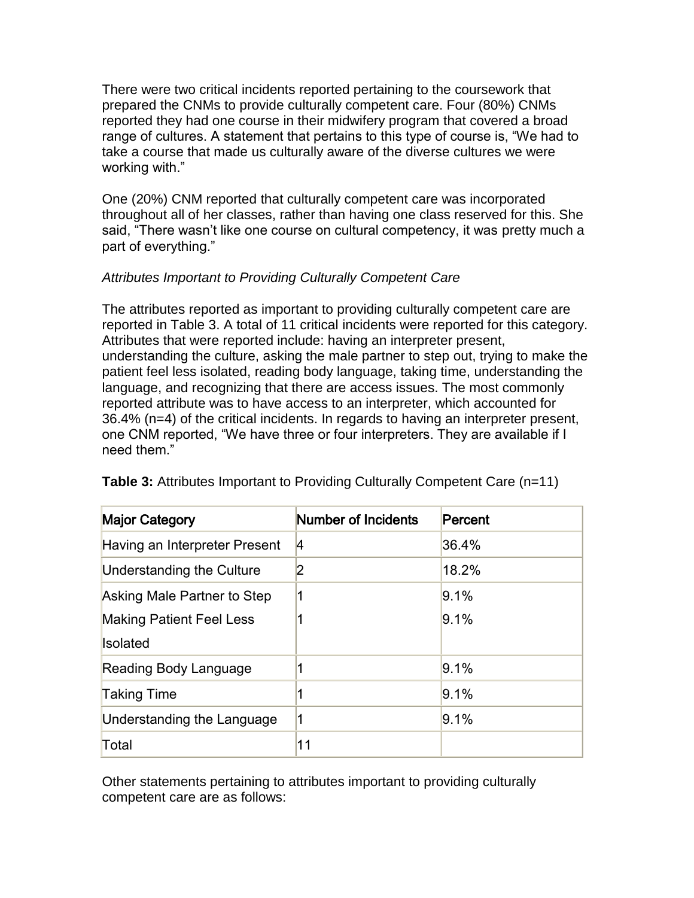There were two critical incidents reported pertaining to the coursework that prepared the CNMs to provide culturally competent care. Four (80%) CNMs reported they had one course in their midwifery program that covered a broad range of cultures. A statement that pertains to this type of course is, “We had to take a course that made us culturally aware of the diverse cultures we were working with.”

One (20%) CNM reported that culturally competent care was incorporated throughout all of her classes, rather than having one class reserved for this. She said, “There wasn’t like one course on cultural competency, it was pretty much a part of everything.”

*Attributes Important to Providing Culturally Competent Care*

The attributes reported as important to providing culturally competent care are reported in Table 3. A total of 11 critical incidents were reported for this category. Attributes that were reported include: having an interpreter present, understanding the culture, asking the male partner to step out, trying to make the patient feel less isolated, reading body language, taking time, understanding the language, and recognizing that there are access issues. The most commonly reported attribute was to have access to an interpreter, which accounted for 36.4% (n=4) of the critical incidents. In regards to having an interpreter present, one CNM reported, “We have three or four interpreters. They are available if I need them.”

**Table 3:** Attributes Important to Providing Culturally Competent Care (n=11)

| Major Category | Number of Incidents | Percent |
|---|---|---|
| Having an Interpreter Present | 4 | 36.4% |
| Understanding the Culture | 2 | 18.2% |
| Asking Male Partner to Step | 1 | 9.1% |
| Making Patient Feel Less Isolated | 1 | 9.1% |
| Reading Body Language | 1 | 9.1% |
| Taking Time | 1 | 9.1% |
| Understanding the Language | 1 | 9.1% |
| Total | 11 | |

Other statements pertaining to attributes important to providing culturally competent care are as follows: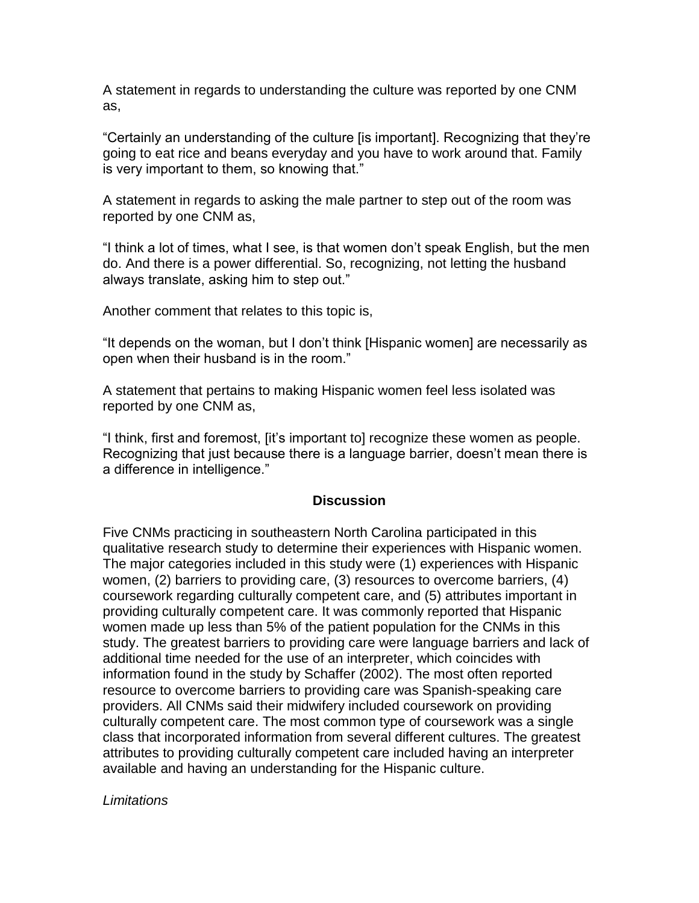A statement in regards to understanding the culture was reported by one CNM as,

"Certainly an understanding of the culture [is important]. Recognizing that they're going to eat rice and beans everyday and you have to work around that. Family is very important to them, so knowing that."

A statement in regards to asking the male partner to step out of the room was reported by one CNM as,

"I think a lot of times, what I see, is that women don't speak English, but the men do. And there is a power differential. So, recognizing, not letting the husband always translate, asking him to step out."

Another comment that relates to this topic is,

"It depends on the woman, but I don't think [Hispanic women] are necessarily as open when their husband is in the room."

A statement that pertains to making Hispanic women feel less isolated was reported by one CNM as,

"I think, first and foremost, [it's important to] recognize these women as people. Recognizing that just because there is a language barrier, doesn't mean there is a difference in intelligence."

## Discussion

Five CNMs practicing in southeastern North Carolina participated in this qualitative research study to determine their experiences with Hispanic women. The major categories included in this study were (1) experiences with Hispanic women, (2) barriers to providing care, (3) resources to overcome barriers, (4) coursework regarding culturally competent care, and (5) attributes important in providing culturally competent care. It was commonly reported that Hispanic women made up less than 5% of the patient population for the CNMs in this study. The greatest barriers to providing care were language barriers and lack of additional time needed for the use of an interpreter, which coincides with information found in the study by Schaffer (2002). The most often reported resource to overcome barriers to providing care was Spanish-speaking care providers. All CNMs said their midwifery included coursework on providing culturally competent care. The most common type of coursework was a single class that incorporated information from several different cultures. The greatest attributes to providing culturally competent care included having an interpreter available and having an understanding for the Hispanic culture.

### *Limitations*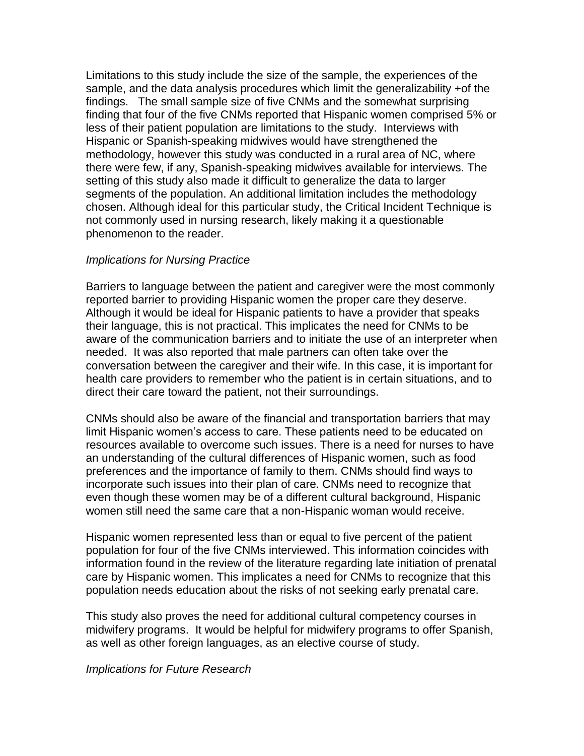Limitations to this study include the size of the sample, the experiences of the sample, and the data analysis procedures which limit the generalizability +of the findings. The small sample size of five CNMs and the somewhat surprising finding that four of the five CNMs reported that Hispanic women comprised 5% or less of their patient population are limitations to the study. Interviews with Hispanic or Spanish-speaking midwives would have strengthened the methodology, however this study was conducted in a rural area of NC, where there were few, if any, Spanish-speaking midwives available for interviews. The setting of this study also made it difficult to generalize the data to larger segments of the population. An additional limitation includes the methodology chosen. Although ideal for this particular study, the Critical Incident Technique is not commonly used in nursing research, likely making it a questionable phenomenon to the reader.

*Implications for Nursing Practice*

Barriers to language between the patient and caregiver were the most commonly reported barrier to providing Hispanic women the proper care they deserve. Although it would be ideal for Hispanic patients to have a provider that speaks their language, this is not practical. This implicates the need for CNMs to be aware of the communication barriers and to initiate the use of an interpreter when needed. It was also reported that male partners can often take over the conversation between the caregiver and their wife. In this case, it is important for health care providers to remember who the patient is in certain situations, and to direct their care toward the patient, not their surroundings.

CNMs should also be aware of the financial and transportation barriers that may limit Hispanic women's access to care. These patients need to be educated on resources available to overcome such issues. There is a need for nurses to have an understanding of the cultural differences of Hispanic women, such as food preferences and the importance of family to them. CNMs should find ways to incorporate such issues into their plan of care. CNMs need to recognize that even though these women may be of a different cultural background, Hispanic women still need the same care that a non-Hispanic woman would receive.

Hispanic women represented less than or equal to five percent of the patient population for four of the five CNMs interviewed. This information coincides with information found in the review of the literature regarding late initiation of prenatal care by Hispanic women. This implicates a need for CNMs to recognize that this population needs education about the risks of not seeking early prenatal care.

This study also proves the need for additional cultural competency courses in midwifery programs. It would be helpful for midwifery programs to offer Spanish, as well as other foreign languages, as an elective course of study.

*Implications for Future Research*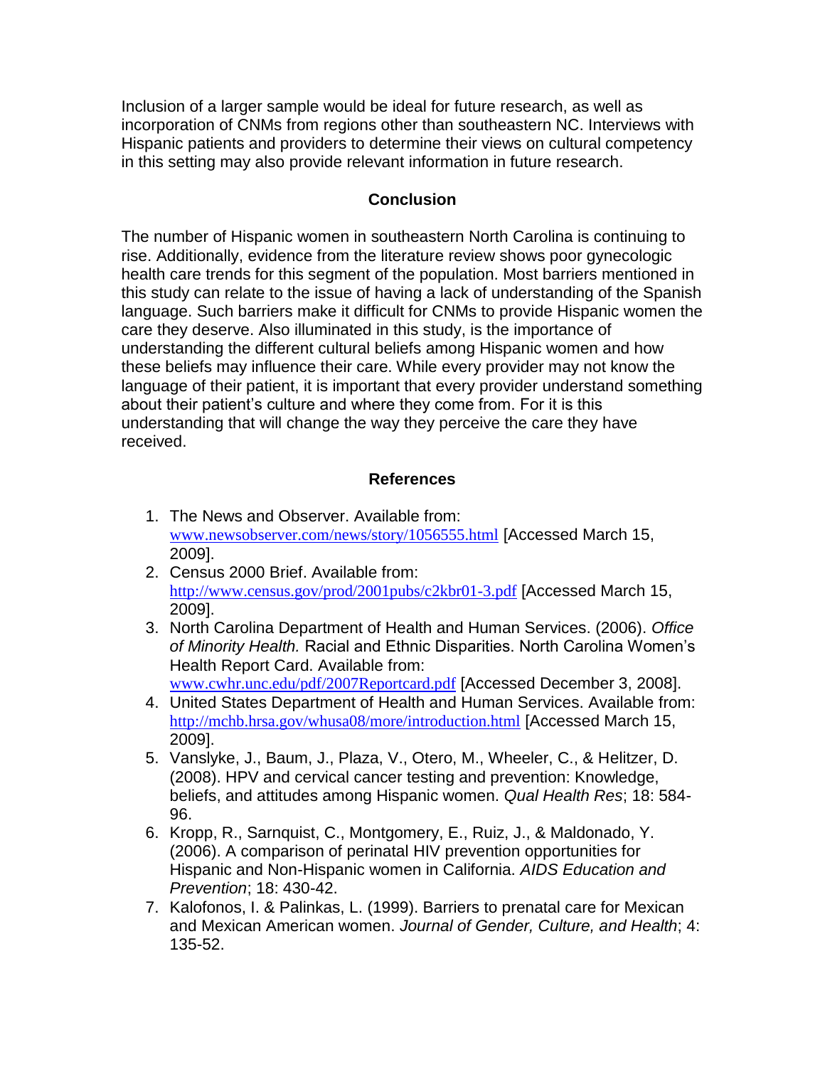Inclusion of a larger sample would be ideal for future research, as well as incorporation of CNMs from regions other than southeastern NC. Interviews with Hispanic patients and providers to determine their views on cultural competency in this setting may also provide relevant information in future research.

## Conclusion

The number of Hispanic women in southeastern North Carolina is continuing to rise. Additionally, evidence from the literature review shows poor gynecologic health care trends for this segment of the population. Most barriers mentioned in this study can relate to the issue of having a lack of understanding of the Spanish language. Such barriers make it difficult for CNMs to provide Hispanic women the care they deserve. Also illuminated in this study, is the importance of understanding the different cultural beliefs among Hispanic women and how these beliefs may influence their care. While every provider may not know the language of their patient, it is important that every provider understand something about their patient's culture and where they come from. For it is this understanding that will change the way they perceive the care they have received.

## References

1. The News and Observer. Available from: www.newsobserver.com/news/story/1056555.html [Accessed March 15, 2009].
2. Census 2000 Brief. Available from: http://www.census.gov/prod/2001pubs/c2kbr01-3.pdf [Accessed March 15, 2009].
3. North Carolina Department of Health and Human Services. (2006). *Office of Minority Health.* Racial and Ethnic Disparities. North Carolina Women's Health Report Card. Available from: www.cwhr.unc.edu/pdf/2007Reportcard.pdf [Accessed December 3, 2008].
4. United States Department of Health and Human Services. Available from: http://mchb.hrsa.gov/whusa08/more/introduction.html [Accessed March 15, 2009].
5. Vanslyke, J., Baum, J., Plaza, V., Otero, M., Wheeler, C., & Helitzer, D. (2008). HPV and cervical cancer testing and prevention: Knowledge, beliefs, and attitudes among Hispanic women. *Qual Health Res*; 18: 584-96.
6. Kropp, R., Sarnquist, C., Montgomery, E., Ruiz, J., & Maldonado, Y. (2006). A comparison of perinatal HIV prevention opportunities for Hispanic and Non-Hispanic women in California. *AIDS Education and Prevention*; 18: 430-42.
7. Kalofonos, I. & Palinkas, L. (1999). Barriers to prenatal care for Mexican and Mexican American women. *Journal of Gender, Culture, and Health*; 4: 135-52.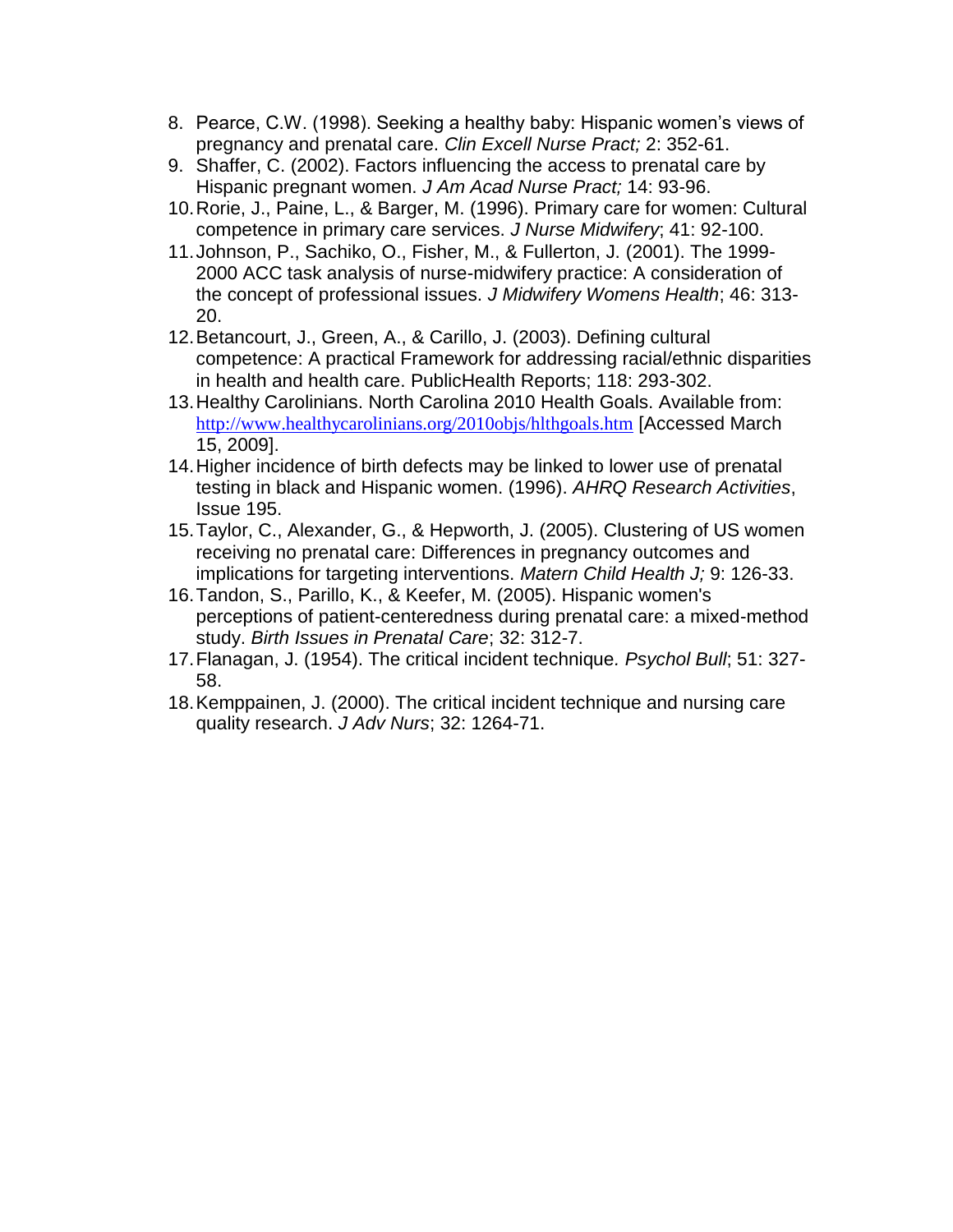8. Pearce, C.W. (1998). Seeking a healthy baby: Hispanic women's views of pregnancy and prenatal care. *Clin Excell Nurse Pract;* 2: 352-61.
9. Shaffer, C. (2002). Factors influencing the access to prenatal care by Hispanic pregnant women. *J Am Acad Nurse Pract;* 14: 93-96.
10. Rorie, J., Paine, L., & Barger, M. (1996). Primary care for women: Cultural competence in primary care services. *J Nurse Midwifery*; 41: 92-100.
11. Johnson, P., Sachiko, O., Fisher, M., & Fullerton, J. (2001). The 1999-2000 ACC task analysis of nurse-midwifery practice: A consideration of the concept of professional issues. *J Midwifery Womens Health*; 46: 313-20.
12. Betancourt, J., Green, A., & Carillo, J. (2003). Defining cultural competence: A practical Framework for addressing racial/ethnic disparities in health and health care. PublicHealth Reports; 118: 293-302.
13. Healthy Carolinians. North Carolina 2010 Health Goals. Available from: http://www.healthycarolinians.org/2010objs/hlthgoals.htm [Accessed March 15, 2009].
14. Higher incidence of birth defects may be linked to lower use of prenatal testing in black and Hispanic women. (1996). *AHRQ Research Activities*, Issue 195.
15. Taylor, C., Alexander, G., & Hepworth, J. (2005). Clustering of US women receiving no prenatal care: Differences in pregnancy outcomes and implications for targeting interventions. *Matern Child Health J;* 9: 126-33.
16. Tandon, S., Parillo, K., & Keefer, M. (2005). Hispanic women's perceptions of patient-centeredness during prenatal care: a mixed-method study. *Birth Issues in Prenatal Care*; 32: 312-7.
17. Flanagan, J. (1954). The critical incident technique. *Psychol Bull*; 51: 327-58.
18. Kemppainen, J. (2000). The critical incident technique and nursing care quality research. *J Adv Nurs*; 32: 1264-71.